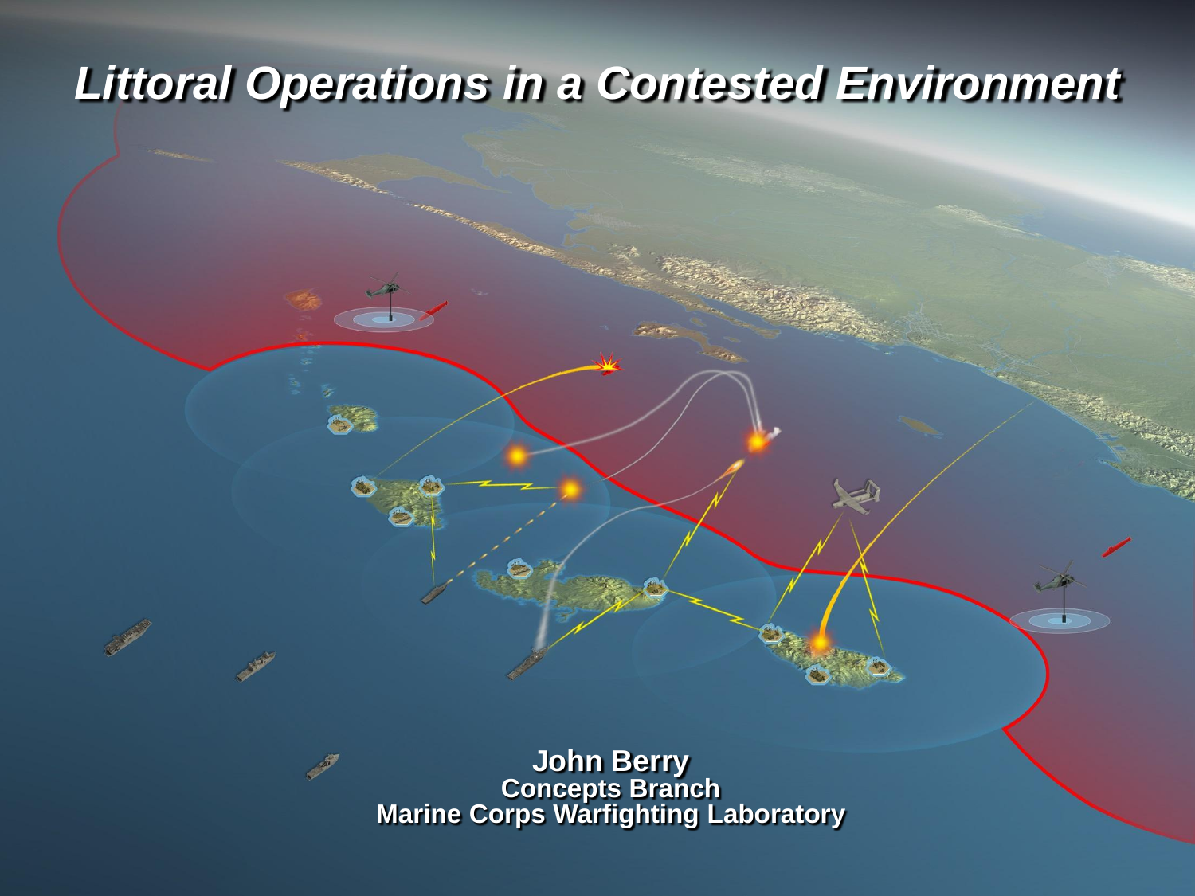# *Littoral Operations in a Contested Environment*

**John Berry**
**Concepts Branch**
**Marine Corps Warfighting Laboratory**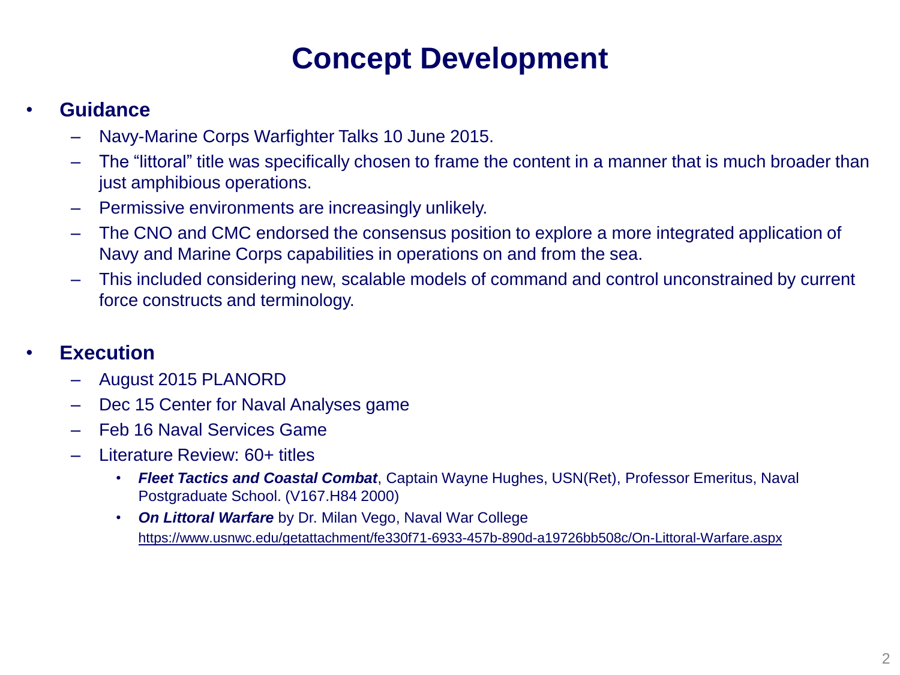# Concept Development

- **Guidance**
  - Navy-Marine Corps Warfighter Talks 10 June 2015.
  - The "littoral" title was specifically chosen to frame the content in a manner that is much broader than just amphibious operations.
  - Permissive environments are increasingly unlikely.
  - The CNO and CMC endorsed the consensus position to explore a more integrated application of Navy and Marine Corps capabilities in operations on and from the sea.
  - This included considering new, scalable models of command and control unconstrained by current force constructs and terminology.

- **Execution**
  - August 2015 PLANORD
  - Dec 15 Center for Naval Analyses game
  - Feb 16 Naval Services Game
  - Literature Review: 60+ titles
    - ***Fleet Tactics and Coastal Combat***, Captain Wayne Hughes, USN(Ret), Professor Emeritus, Naval Postgraduate School. (V167.H84 2000)
    - ***On Littoral Warfare*** by Dr. Milan Vego, Naval War College https://www.usnwc.edu/getattachment/fe330f71-6933-457b-890d-a19726bb508c/On-Littoral-Warfare.aspx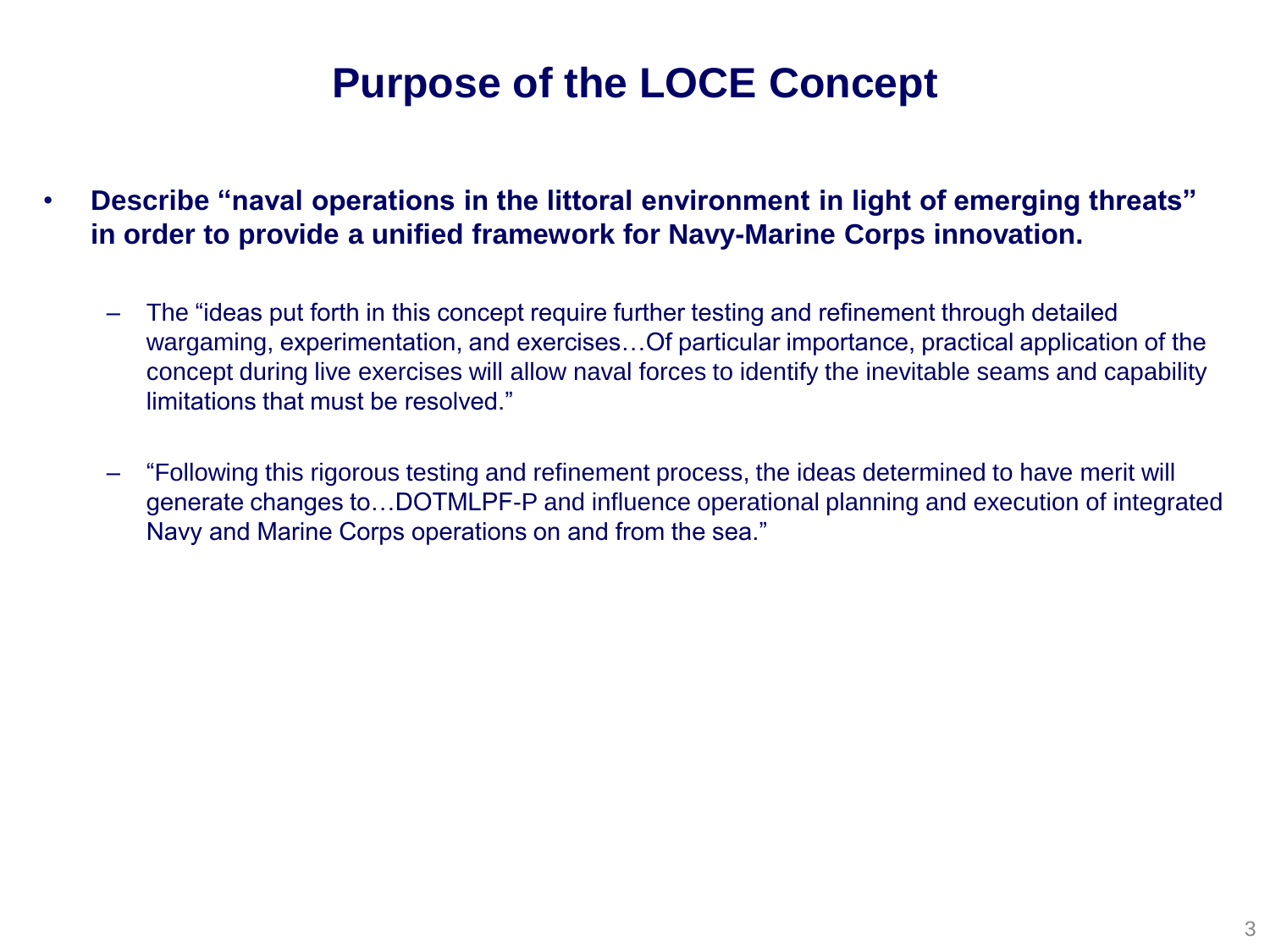# Purpose of the LOCE Concept

- **Describe "naval operations in the littoral environment in light of emerging threats" in order to provide a unified framework for Navy-Marine Corps innovation.**
  - The "ideas put forth in this concept require further testing and refinement through detailed wargaming, experimentation, and exercises…Of particular importance, practical application of the concept during live exercises will allow naval forces to identify the inevitable seams and capability limitations that must be resolved."
  - "Following this rigorous testing and refinement process, the ideas determined to have merit will generate changes to…DOTMLPF-P and influence operational planning and execution of integrated Navy and Marine Corps operations on and from the sea."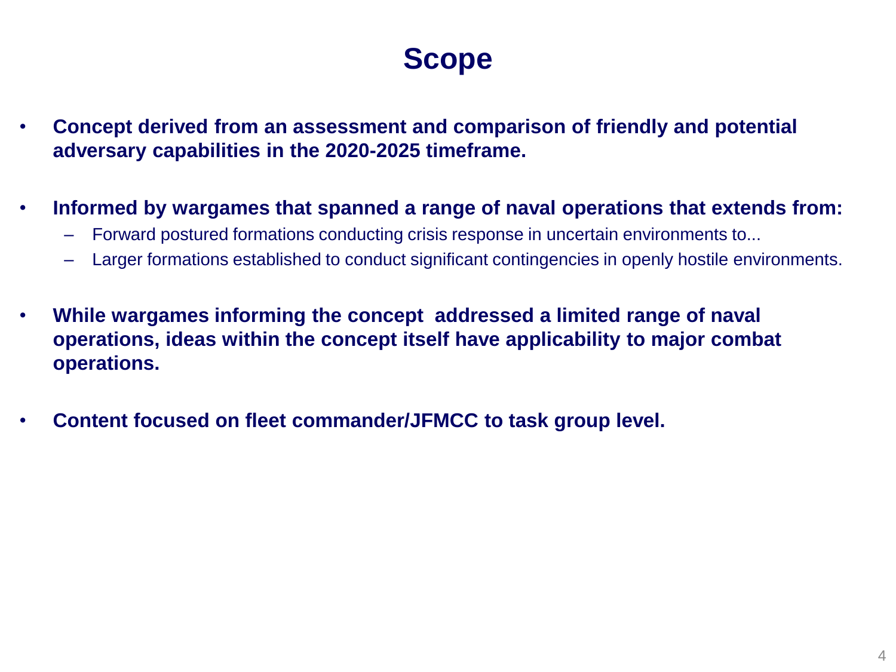# Scope

- **Concept derived from an assessment and comparison of friendly and potential adversary capabilities in the 2020-2025 timeframe.**
- **Informed by wargames that spanned a range of naval operations that extends from:**
  - Forward postured formations conducting crisis response in uncertain environments to...
  - Larger formations established to conduct significant contingencies in openly hostile environments.
- **While wargames informing the concept addressed a limited range of naval operations, ideas within the concept itself have applicability to major combat operations.**
- **Content focused on fleet commander/JFMCC to task group level.**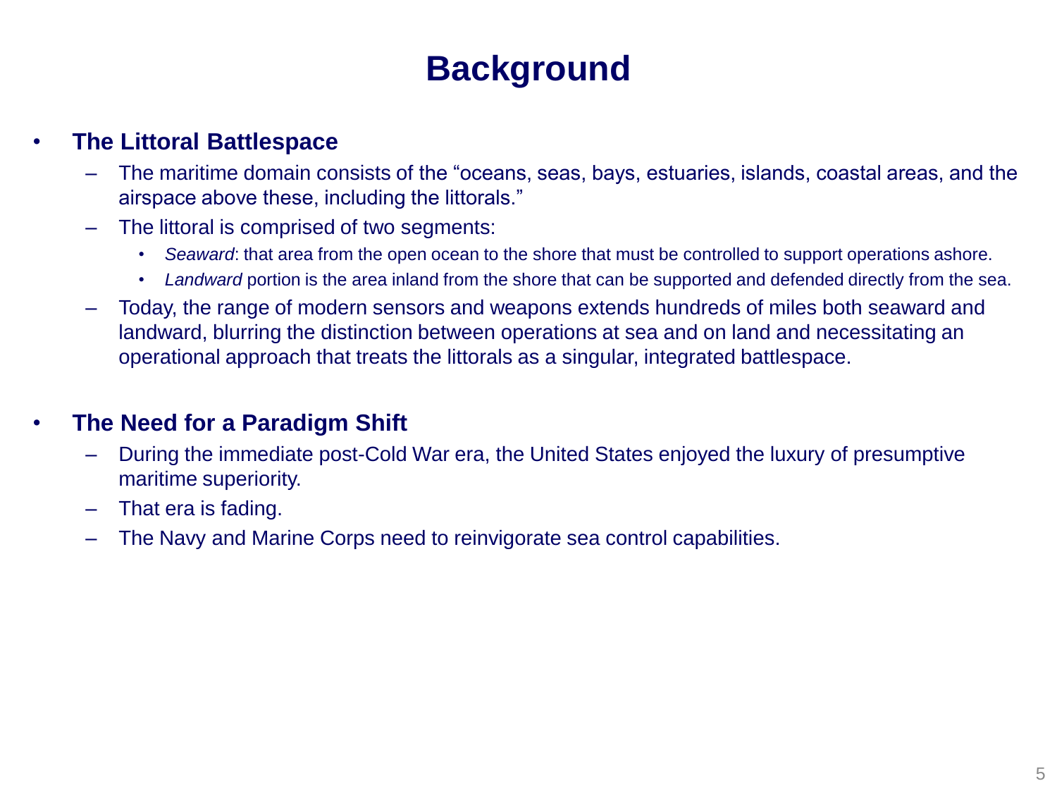# Background

- **The Littoral Battlespace**
  - The maritime domain consists of the "oceans, seas, bays, estuaries, islands, coastal areas, and the airspace above these, including the littorals."
  - The littoral is comprised of two segments:
    - *Seaward*: that area from the open ocean to the shore that must be controlled to support operations ashore.
    - *Landward* portion is the area inland from the shore that can be supported and defended directly from the sea.
  - Today, the range of modern sensors and weapons extends hundreds of miles both seaward and landward, blurring the distinction between operations at sea and on land and necessitating an operational approach that treats the littorals as a singular, integrated battlespace.

- **The Need for a Paradigm Shift**
  - During the immediate post-Cold War era, the United States enjoyed the luxury of presumptive maritime superiority.
  - That era is fading.
  - The Navy and Marine Corps need to reinvigorate sea control capabilities.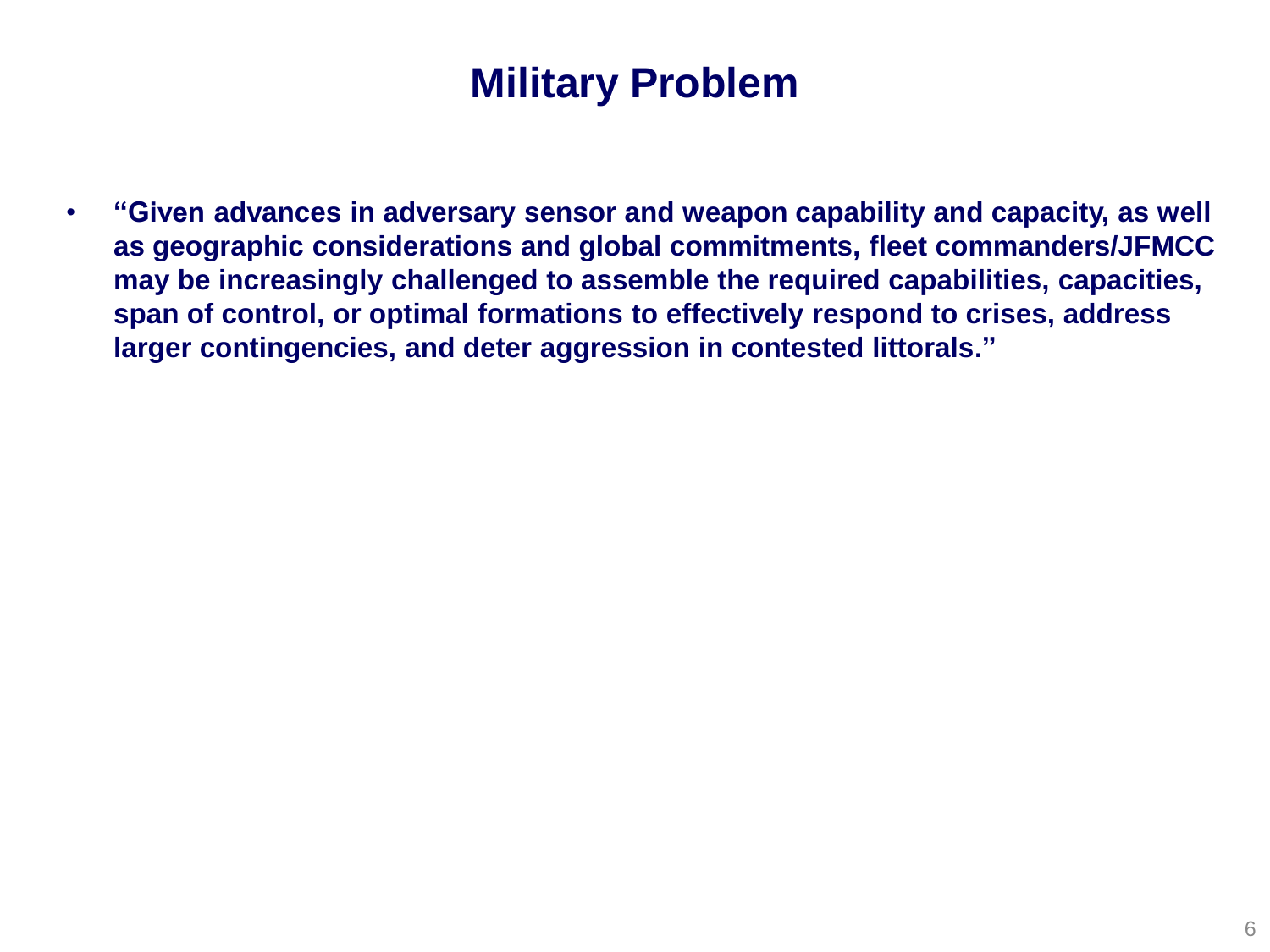# Military Problem

- **“Given advances in adversary sensor and weapon capability and capacity, as well as geographic considerations and global commitments, fleet commanders/JFMCC may be increasingly challenged to assemble the required capabilities, capacities, span of control, or optimal formations to effectively respond to crises, address larger contingencies, and deter aggression in contested littorals.”**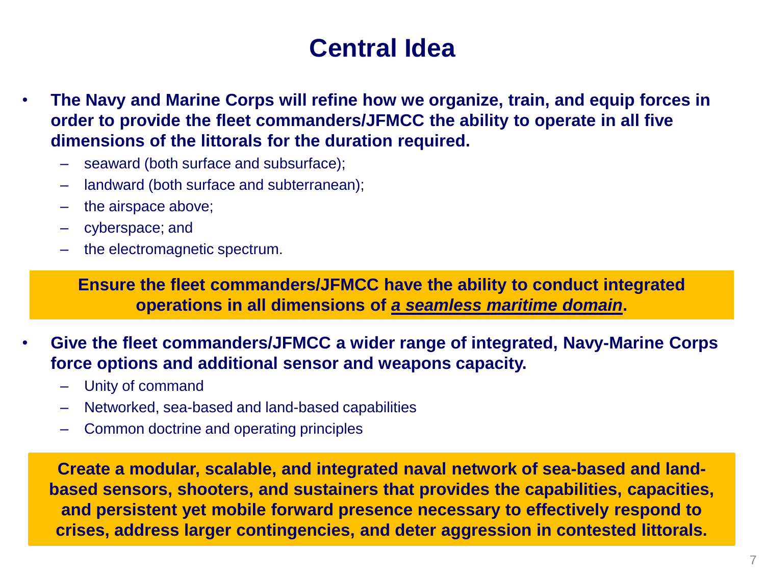# Central Idea

- **The Navy and Marine Corps will refine how we organize, train, and equip forces in order to provide the fleet commanders/JFMCC the ability to operate in all five dimensions of the littorals for the duration required.**
  - seaward (both surface and subsurface);
  - landward (both surface and subterranean);
  - the airspace above;
  - cyberspace; and
  - the electromagnetic spectrum.

**Ensure the fleet commanders/JFMCC have the ability to conduct integrated operations in all dimensions of *a seamless maritime domain*.**

- **Give the fleet commanders/JFMCC a wider range of integrated, Navy-Marine Corps force options and additional sensor and weapons capacity.**
  - Unity of command
  - Networked, sea-based and land-based capabilities
  - Common doctrine and operating principles

**Create a modular, scalable, and integrated naval network of sea-based and land-based sensors, shooters, and sustainers that provides the capabilities, capacities, and persistent yet mobile forward presence necessary to effectively respond to crises, address larger contingencies, and deter aggression in contested littorals.**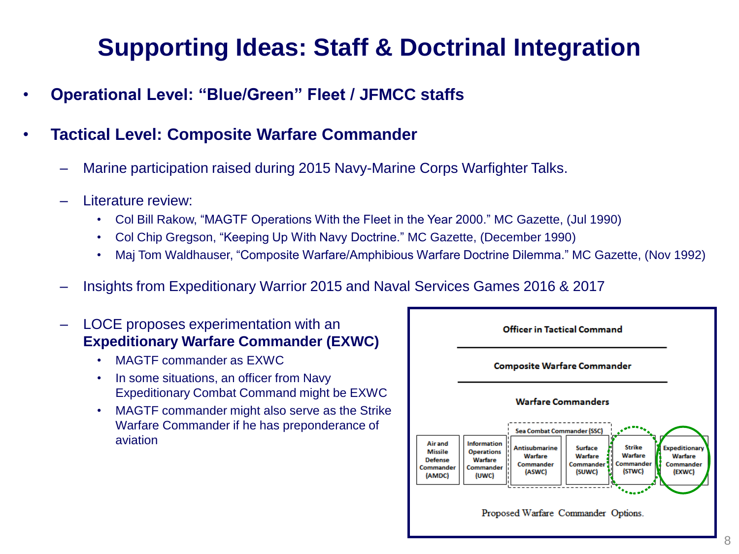# Supporting Ideas: Staff & Doctrinal Integration

- **Operational Level: "Blue/Green" Fleet / JFMCC staffs**
- **Tactical Level: Composite Warfare Commander**
  - Marine participation raised during 2015 Navy-Marine Corps Warfighter Talks.
  - Literature review:
    - Col Bill Rakow, "MAGTF Operations With the Fleet in the Year 2000." MC Gazette, (Jul 1990)
    - Col Chip Gregson, "Keeping Up With Navy Doctrine." MC Gazette, (December 1990)
    - Maj Tom Waldhauser, "Composite Warfare/Amphibious Warfare Doctrine Dilemma." MC Gazette, (Nov 1992)
  - Insights from Expeditionary Warrior 2015 and Naval Services Games 2016 & 2017
  - LOCE proposes experimentation with an **Expeditionary Warfare Commander (EXWC)**
    - MAGTF commander as EXWC
    - In some situations, an officer from Navy Expeditionary Combat Command might be EXWC
    - MAGTF commander might also serve as the Strike Warfare Commander if he has preponderance of aviation

**Officer in Tactical Command**

**Composite Warfare Commander**

**Warfare Commanders**

- Air and Missile Defense Commander (AMDC)
- Information Operations Warfare Commander (UWC)
- Sea Combat Commander (SSC):
  - Antisubmarine Warfare Commander (ASWC)
  - Surface Warfare Commander (SUWC)
- Strike Warfare Commander (STWC)
- Expeditionary Warfare Commander (EXWC)

Proposed Warfare Commander Options.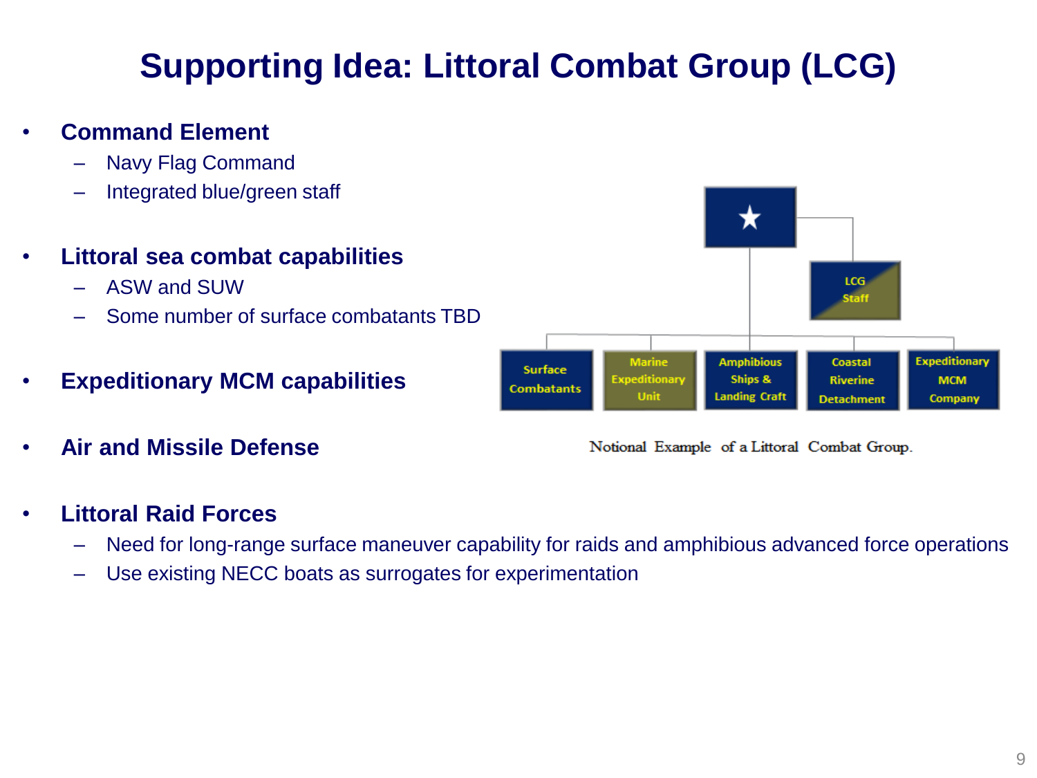# Supporting Idea: Littoral Combat Group (LCG)

- **Command Element**
  - Navy Flag Command
  - Integrated blue/green staff
- **Littoral sea combat capabilities**
  - ASW and SUW
  - Some number of surface combatants TBD
- **Expeditionary MCM capabilities**
- **Air and Missile Defense**
- **Littoral Raid Forces**
  - Need for long-range surface maneuver capability for raids and amphibious advanced force operations
  - Use existing NECC boats as surrogates for experimentation

Notional Example of a Littoral Combat Group.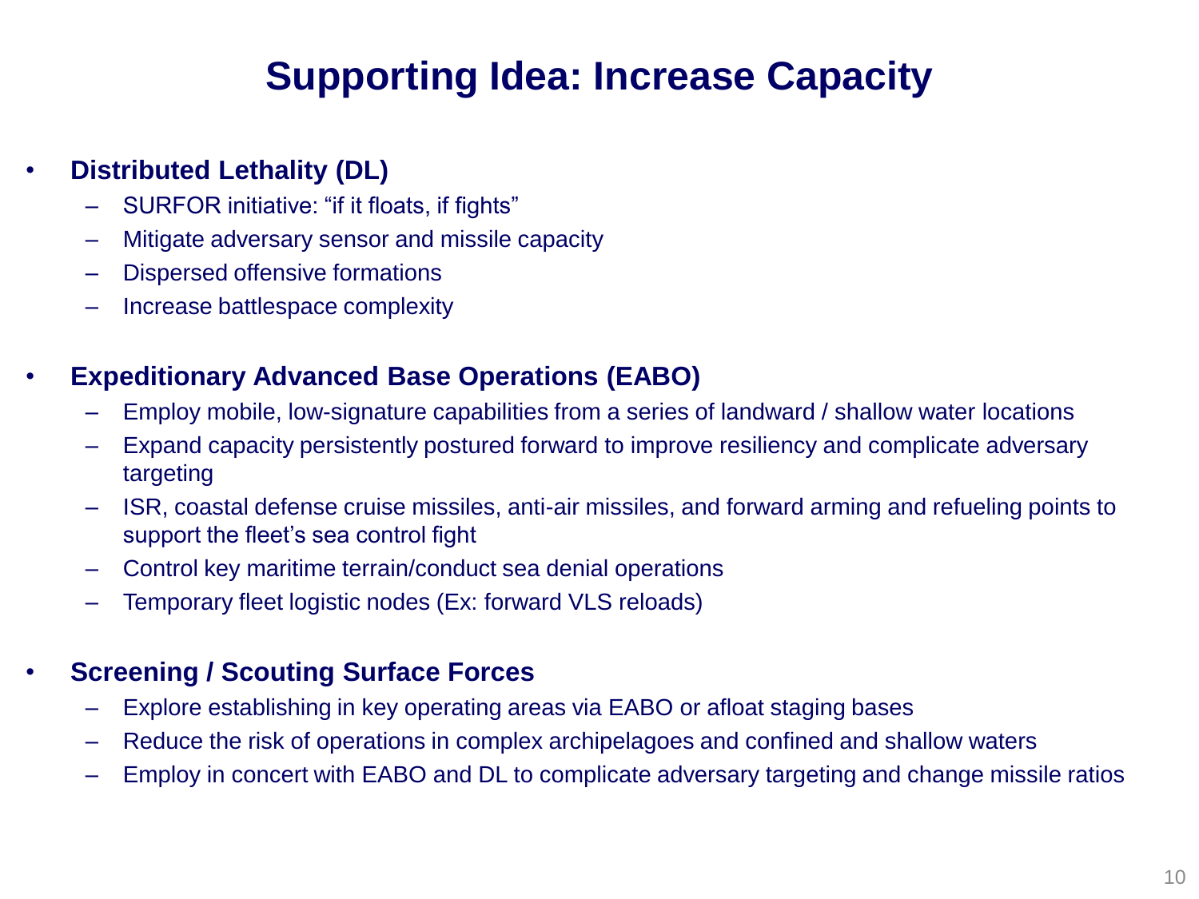# Supporting Idea: Increase Capacity

- **Distributed Lethality (DL)**
  - SURFOR initiative: "if it floats, if fights"
  - Mitigate adversary sensor and missile capacity
  - Dispersed offensive formations
  - Increase battlespace complexity

- **Expeditionary Advanced Base Operations (EABO)**
  - Employ mobile, low-signature capabilities from a series of landward / shallow water locations
  - Expand capacity persistently postured forward to improve resiliency and complicate adversary targeting
  - ISR, coastal defense cruise missiles, anti-air missiles, and forward arming and refueling points to support the fleet's sea control fight
  - Control key maritime terrain/conduct sea denial operations
  - Temporary fleet logistic nodes (Ex: forward VLS reloads)

- **Screening / Scouting Surface Forces**
  - Explore establishing in key operating areas via EABO or afloat staging bases
  - Reduce the risk of operations in complex archipelagoes and confined and shallow waters
  - Employ in concert with EABO and DL to complicate adversary targeting and change missile ratios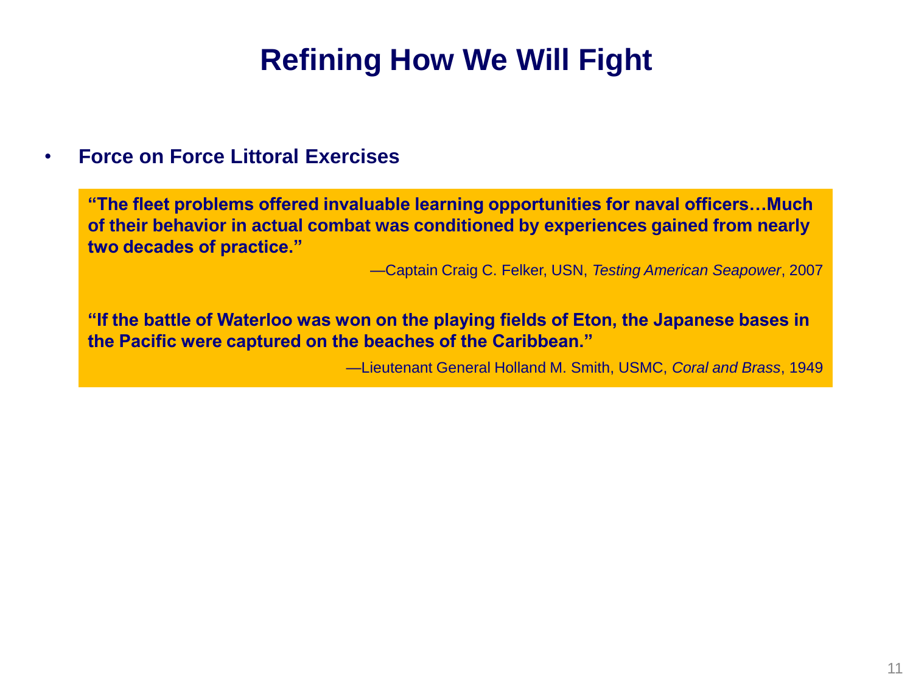# Refining How We Will Fight

- **Force on Force Littoral Exercises**

> **"The fleet problems offered invaluable learning opportunities for naval officers…Much of their behavior in actual combat was conditioned by experiences gained from nearly two decades of practice."**
>
> —Captain Craig C. Felker, USN, *Testing American Seapower*, 2007

> **"If the battle of Waterloo was won on the playing fields of Eton, the Japanese bases in the Pacific were captured on the beaches of the Caribbean."**
>
> —Lieutenant General Holland M. Smith, USMC, *Coral and Brass*, 1949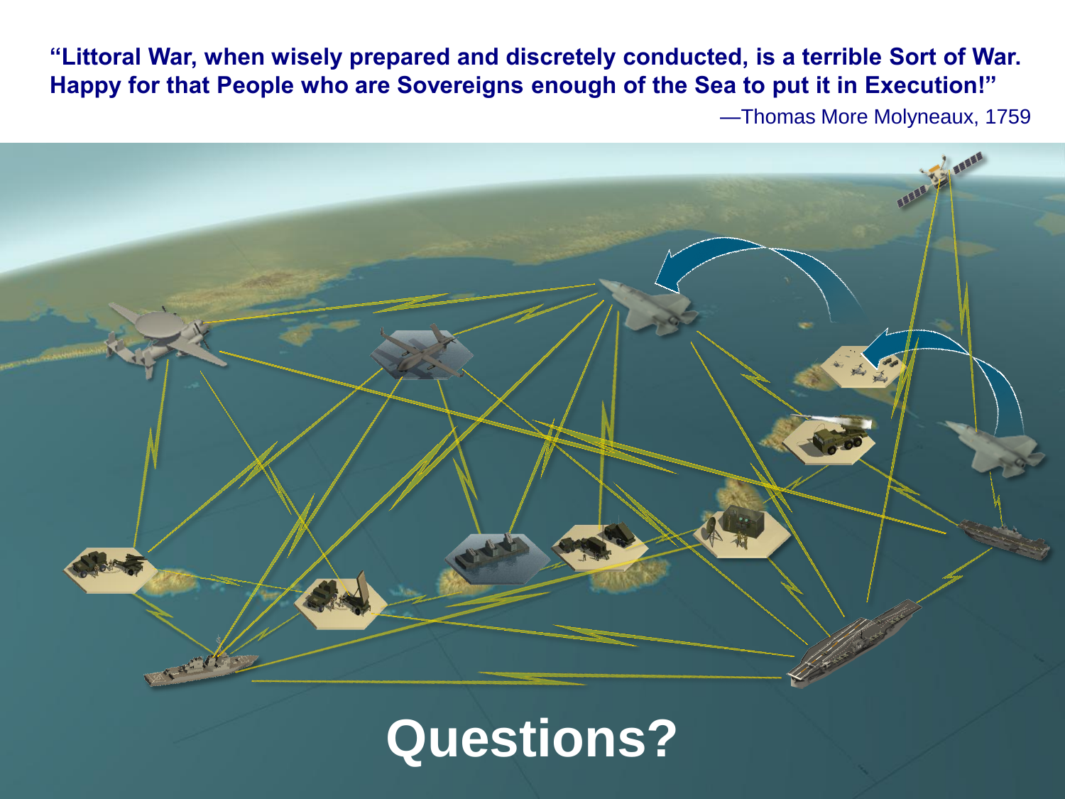**"Littoral War, when wisely prepared and discretely conducted, is a terrible Sort of War. Happy for that People who are Sovereigns enough of the Sea to put it in Execution!"**

—Thomas More Molyneaux, 1759

# Questions?